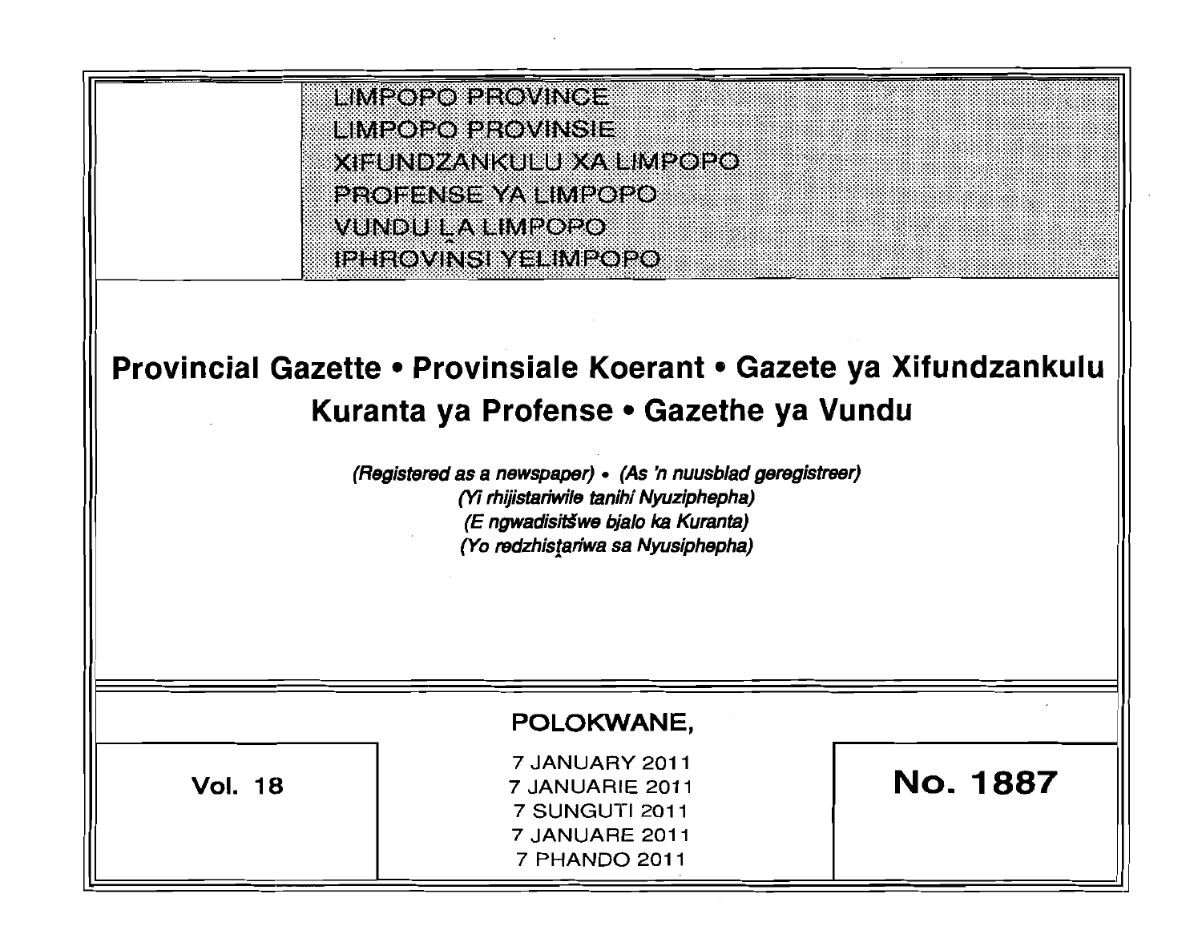LIMPOPO PROVINCE
LIMPOPO PROVINSIE
XIFUNDZANKULU XA LIMPOPO
PROFENSE YA LIMPOPO
VUNDU LA LIMPOPO
IPHROVINSI YELIMPOPO

# Provincial Gazette • Provinsiale Koerant • Gazete ya Xifundzankulu Kuranta ya Profense • Gazethe ya Vundu

*(Registered as a newspaper)* • *(As 'n nuusblad geregistreer)*
*(Yi rhijistariwile tanihi Nyuziphepha)*
*(E ngwadisitšwe bjalo ka Kuranta)*
*(Yo redzhistariwa sa Nyusiphepha)*

POLOKWANE,

**Vol. 18**

7 JANUARY 2011
7 JANUARIE 2011
7 SUNGUTI 2011
7 JANUARE 2011
7 PHANDO 2011

**No. 1887**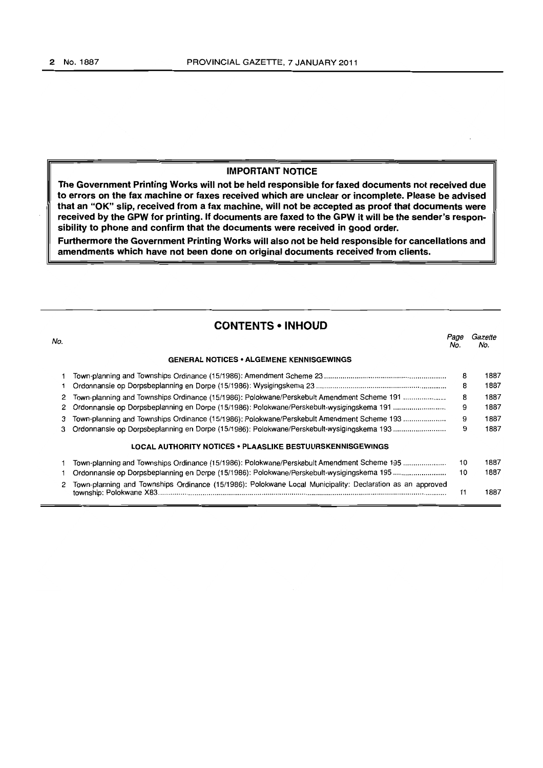**IMPORTANT NOTICE**

**The Government Printing Works will not be held responsible for faxed documents not received due to errors on the fax machine or faxes received which are unclear or incomplete. Please be advised that an "OK" slip, received from a fax machine, will not be accepted as proof that documents were received by the GPW for printing. If documents are faxed to the GPW it will be the sender's responsibility to phone and confirm that the documents were received in good order.**

**Furthermore the Government Printing Works will also not be held responsible for cancellations and amendments which have not been done on original documents received from clients.**

## CONTENTS • INHOUD

| No. | | Page No. | Gazette No. |
|---|---|---|---|
| | **GENERAL NOTICES • ALGEMENE KENNISGEWINGS** | | |
| 1 | Town-planning and Townships Ordinance (15/1986): Amendment Scheme 23 | 8 | 1887 |
| 1 | Ordonnansie op Dorpsbeplanning en Dorpe (15/1986): Wysigingskema 23 | 8 | 1887 |
| 2 | Town-planning and Townships Ordinance (15/1986): Polokwane/Perskebult Amendment Scheme 191 | 8 | 1887 |
| 2 | Ordonnansie op Dorpsbeplanning en Dorpe (15/1986): Polokwane/Perskebult-wysigingskema 191 | 9 | 1887 |
| 3 | Town-planning and Townships Ordinance (15/1986): Polokwane/Perskebult Amendment Scheme 193 | 9 | 1887 |
| 3 | Ordonnansie op Dorpsbeplanning en Dorpe (15/1986): Polokwane/Perskebult-wysigingskema 193 | 9 | 1887 |
| | **LOCAL AUTHORITY NOTICES • PLAASLIKE BESTUURSKENNISGEWINGS** | | |
| 1 | Town-planning and Townships Ordinance (15/1986): Polokwane/Perskebult Amendment Scheme 195 | 10 | 1887 |
| 1 | Ordonnansie op Dorpsbeplanning en Dorpe (15/1986): Polokwane/Perskebult-wysigingskema 195 | 10 | 1887 |
| 2 | Town-planning and Townships Ordinance (15/1986): Polokwane Local Municipality: Declaration as an approved township: Polokwane X83 | 11 | 1887 |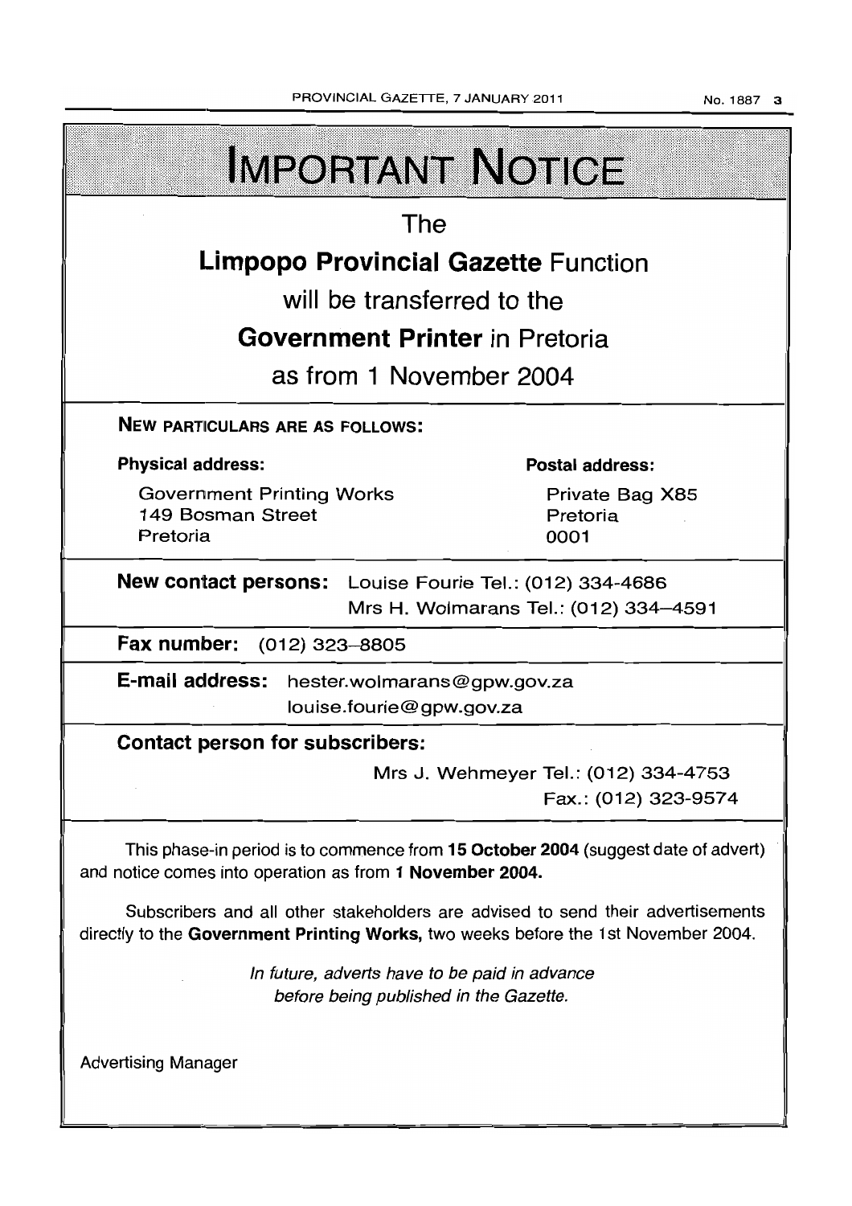# IMPORTANT NOTICE

The

**Limpopo Provincial Gazette** Function

will be transferred to the

**Government Printer** in Pretoria

as from 1 November 2004

**NEW PARTICULARS ARE AS FOLLOWS:**

**Physical address:**

Government Printing Works
149 Bosman Street
Pretoria

**Postal address:**

Private Bag X85
Pretoria
0001

**New contact persons:** Louise Fourie Tel.: (012) 334-4686
Mrs H. Wolmarans Tel.: (012) 334–4591

**Fax number:** (012) 323–8805

**E-mail address:** hester.wolmarans@gpw.gov.za
louise.fourie@gpw.gov.za

**Contact person for subscribers:**

Mrs J. Wehmeyer Tel.: (012) 334-4753
Fax.: (012) 323-9574

This phase-in period is to commence from **15 October 2004** (suggest date of advert) and notice comes into operation as from **1 November 2004.**

Subscribers and all other stakeholders are advised to send their advertisements directly to the **Government Printing Works,** two weeks before the 1st November 2004.

*In future, adverts have to be paid in advance before being published in the Gazette.*

Advertising Manager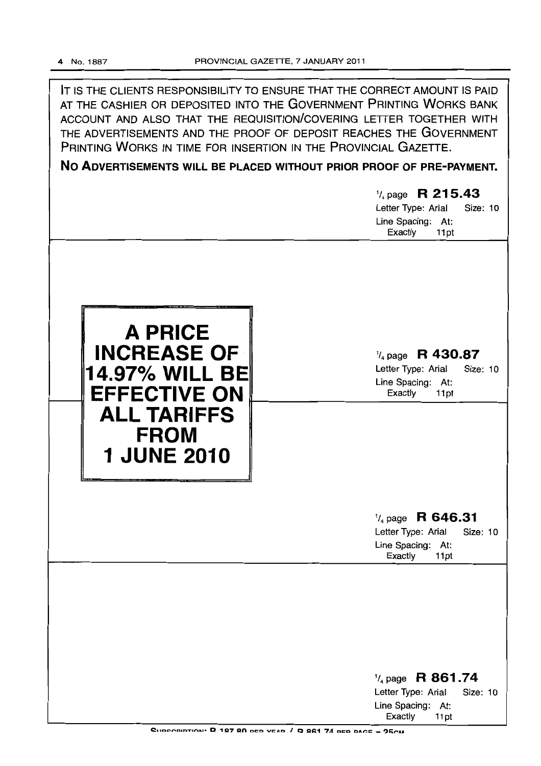IT IS THE CLIENTS RESPONSIBILITY TO ENSURE THAT THE CORRECT AMOUNT IS PAID AT THE CASHIER OR DEPOSITED INTO THE GOVERNMENT PRINTING WORKS BANK ACCOUNT AND ALSO THAT THE REQUISITION/COVERING LETTER TOGETHER WITH THE ADVERTISEMENTS AND THE PROOF OF DEPOSIT REACHES THE GOVERNMENT PRINTING WORKS IN TIME FOR INSERTION IN THE PROVINCIAL GAZETTE.

**NO ADVERTISEMENTS WILL BE PLACED WITHOUT PRIOR PROOF OF PRE-PAYMENT.**

¼ page **R 215.43**
Letter Type: Arial Size: 10
Line Spacing: At: Exactly 11pt

**A PRICE INCREASE OF 14.97% WILL BE EFFECTIVE ON ALL TARIFFS FROM 1 JUNE 2010**

¼ page **R 430.87**
Letter Type: Arial Size: 10
Line Spacing: At: Exactly 11pt

¼ page **R 646.31**
Letter Type: Arial Size: 10
Line Spacing: At: Exactly 11pt

¼ page **R 861.74**
Letter Type: Arial Size: 10
Line Spacing: At: Exactly 11pt

SUBSCRIPTION: R 187.80 PER YEAR / R 861.74 PER PAGE = 25CM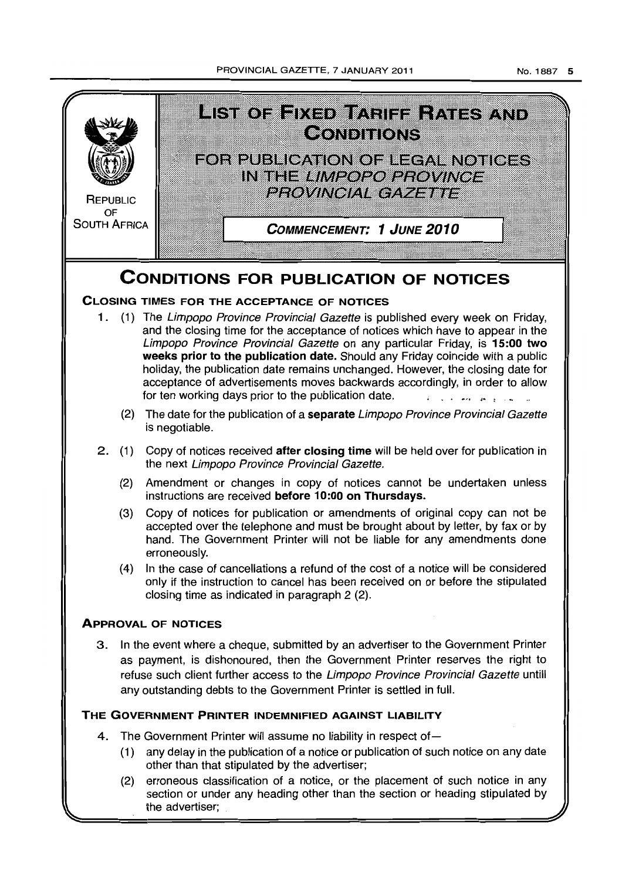REPUBLIC OF SOUTH AFRICA

# LIST OF FIXED TARIFF RATES AND CONDITIONS

## FOR PUBLICATION OF LEGAL NOTICES IN THE *LIMPOPO PROVINCE PROVINCIAL GAZETTE*

**COMMENCEMENT: 1 JUNE 2010**

# CONDITIONS FOR PUBLICATION OF NOTICES

### CLOSING TIMES FOR THE ACCEPTANCE OF NOTICES

1. (1) The *Limpopo Province Provincial Gazette* is published every week on Friday, and the closing time for the acceptance of notices which have to appear in the *Limpopo Province Provincial Gazette* on any particular Friday, is **15:00 two weeks prior to the publication date.** Should any Friday coincide with a public holiday, the publication date remains unchanged. However, the closing date for acceptance of advertisements moves backwards accordingly, in order to allow for ten working days prior to the publication date.

   (2) The date for the publication of a **separate** *Limpopo Province Provincial Gazette* is negotiable.

2. (1) Copy of notices received **after closing time** will be held over for publication in the next *Limpopo Province Provincial Gazette.*

   (2) Amendment or changes in copy of notices cannot be undertaken unless instructions are received **before 10:00 on Thursdays.**

   (3) Copy of notices for publication or amendments of original copy can not be accepted over the telephone and must be brought about by letter, by fax or by hand. The Government Printer will not be liable for any amendments done erroneously.

   (4) In the case of cancellations a refund of the cost of a notice will be considered only if the instruction to cancel has been received on or before the stipulated closing time as indicated in paragraph 2 (2).

### APPROVAL OF NOTICES

3. In the event where a cheque, submitted by an advertiser to the Government Printer as payment, is dishonoured, then the Government Printer reserves the right to refuse such client further access to the *Limpopo Province Provincial Gazette* untill any outstanding debts to the Government Printer is settled in full.

### THE GOVERNMENT PRINTER INDEMNIFIED AGAINST LIABILITY

4. The Government Printer will assume no liability in respect of—

   (1) any delay in the publication of a notice or publication of such notice on any date other than that stipulated by the advertiser;

   (2) erroneous classification of a notice, or the placement of such notice in any section or under any heading other than the section or heading stipulated by the advertiser;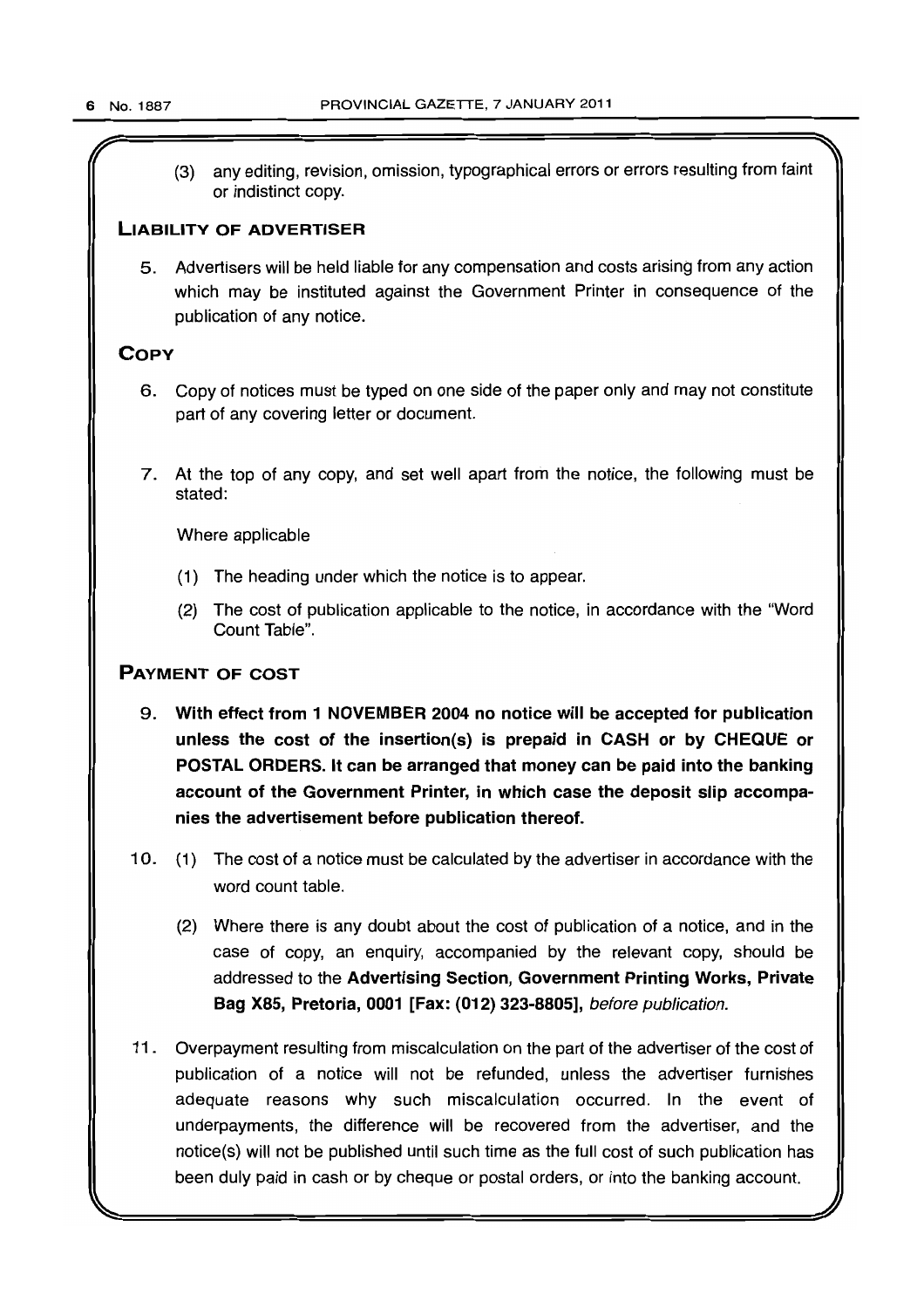(3) any editing, revision, omission, typographical errors or errors resulting from faint or indistinct copy.

## LIABILITY OF ADVERTISER

5. Advertisers will be held liable for any compensation and costs arising from any action which may be instituted against the Government Printer in consequence of the publication of any notice.

## COPY

6. Copy of notices must be typed on one side of the paper only and may not constitute part of any covering letter or document.

7. At the top of any copy, and set well apart from the notice, the following must be stated:

   Where applicable

   (1) The heading under which the notice is to appear.

   (2) The cost of publication applicable to the notice, in accordance with the "Word Count Table".

## PAYMENT OF COST

9. **With effect from 1 NOVEMBER 2004 no notice will be accepted for publication unless the cost of the insertion(s) is prepaid in CASH or by CHEQUE or POSTAL ORDERS. It can be arranged that money can be paid into the banking account of the Government Printer, in which case the deposit slip accompanies the advertisement before publication thereof.**

10. (1) The cost of a notice must be calculated by the advertiser in accordance with the word count table.

    (2) Where there is any doubt about the cost of publication of a notice, and in the case of copy, an enquiry, accompanied by the relevant copy, should be addressed to the **Advertising Section, Government Printing Works, Private Bag X85, Pretoria, 0001 [Fax: (012) 323-8805],** *before publication.*

11. Overpayment resulting from miscalculation on the part of the advertiser of the cost of publication of a notice will not be refunded, unless the advertiser furnishes adequate reasons why such miscalculation occurred. In the event of underpayments, the difference will be recovered from the advertiser, and the notice(s) will not be published until such time as the full cost of such publication has been duly paid in cash or by cheque or postal orders, or into the banking account.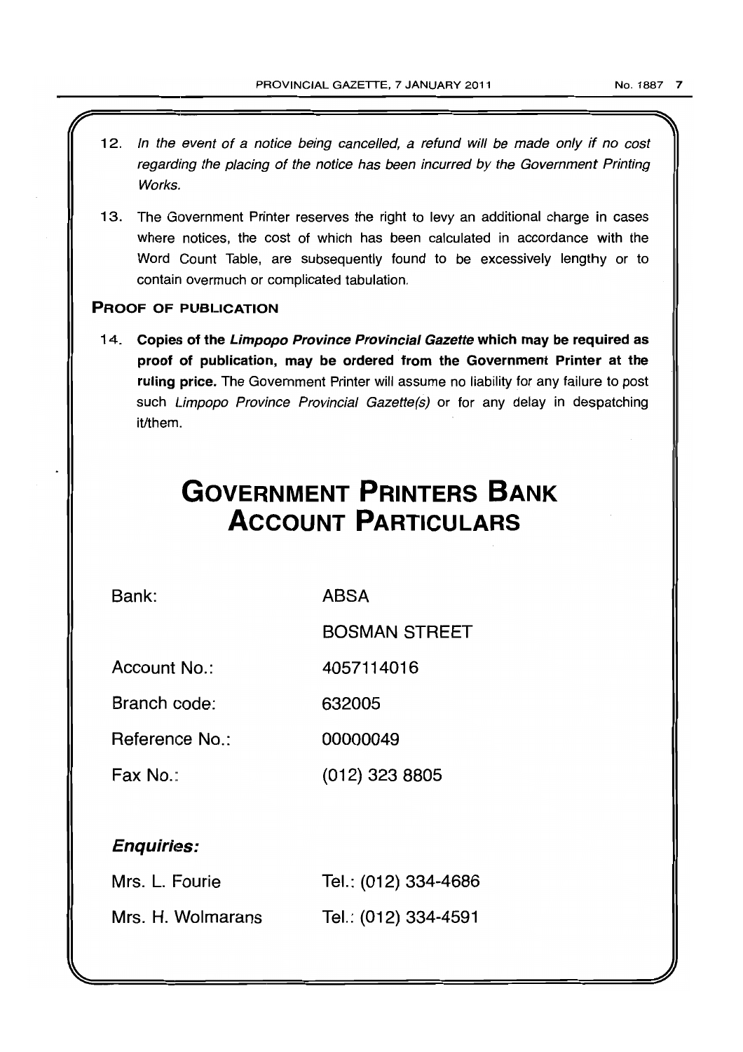12. *In the event of a notice being cancelled, a refund will be made only if no cost regarding the placing of the notice has been incurred by the Government Printing Works.*

13. The Government Printer reserves the right to levy an additional charge in cases where notices, the cost of which has been calculated in accordance with the Word Count Table, are subsequently found to be excessively lengthy or to contain overmuch or complicated tabulation.

**PROOF OF PUBLICATION**

14. **Copies of the *Limpopo Province Provincial Gazette* which may be required as proof of publication, may be ordered from the Government Printer at the ruling price.** The Government Printer will assume no liability for any failure to post such *Limpopo Province Provincial Gazette(s)* or for any delay in despatching it/them.

# GOVERNMENT PRINTERS BANK ACCOUNT PARTICULARS

| | |
|---|---|
| Bank: | ABSA |
| | BOSMAN STREET |
| Account No.: | 4057114016 |
| Branch code: | 632005 |
| Reference No.: | 00000049 |
| Fax No.: | (012) 323 8805 |

***Enquiries:***

| | |
|---|---|
| Mrs. L. Fourie | Tel.: (012) 334-4686 |
| Mrs. H. Wolmarans | Tel.: (012) 334-4591 |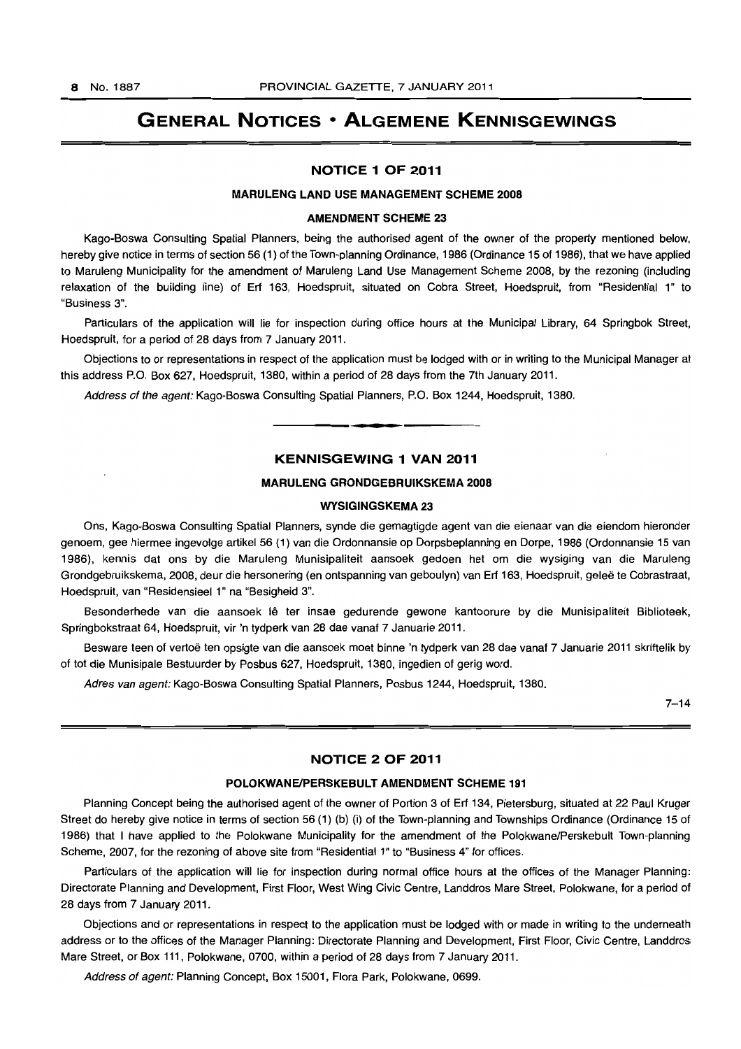# GENERAL NOTICES • ALGEMENE KENNISGEWINGS

## NOTICE 1 OF 2011

### MARULENG LAND USE MANAGEMENT SCHEME 2008

### AMENDMENT SCHEME 23

Kago-Boswa Consulting Spatial Planners, being the authorised agent of the owner of the property mentioned below, hereby give notice in terms of section 56 (1) of the Town-planning Ordinance, 1986 (Ordinance 15 of 1986), that we have applied to Maruleng Municipality for the amendment of Maruleng Land Use Management Scheme 2008, by the rezoning (including relaxation of the building line) of Erf 163, Hoedspruit, situated on Cobra Street, Hoedspruit, from "Residential 1" to "Business 3".

Particulars of the application will lie for inspection during office hours at the Municipal Library, 64 Springbok Street, Hoedspruit, for a period of 28 days from 7 January 2011.

Objections to or representations in respect of the application must be lodged with or in writing to the Municipal Manager at this address P.O. Box 627, Hoedspruit, 1380, within a period of 28 days from the 7th January 2011.

*Address of the agent:* Kago-Boswa Consulting Spatial Planners, P.O. Box 1244, Hoedspruit, 1380.

---

## KENNISGEWING 1 VAN 2011

### MARULENG GRONDGEBRUIKSKEMA 2008

### WYSIGINGSKEMA 23

Ons, Kago-Boswa Consulting Spatial Planners, synde die gemagtigde agent van die eienaar van die eiendom hieronder genoem, gee hiermee ingevolge artikel 56 (1) van die Ordonnansie op Dorpsbeplanning en Dorpe, 1986 (Ordonnansie 15 van 1986), kennis dat ons by die Maruleng Munisipaliteit aansoek gedoen het om die wysiging van die Maruleng Grondgebruikskema, 2008, deur die hersonering (en ontspanning van geboulyn) van Erf 163, Hoedspruit, geleë te Cobrastraat, Hoedspruit, van "Residensieel 1" na "Besigheid 3".

Besonderhede van die aansoek lê ter insae gedurende gewone kantoorure by die Munisipaliteit Biblioteek, Springbokstraat 64, Hoedspruit, vir 'n tydperk van 28 dae vanaf 7 Januarie 2011.

Besware teen of vertoë ten opsigte van die aansoek moet binne 'n tydperk van 28 dae vanaf 7 Januarie 2011 skriftelik by of tot die Munisipale Bestuurder by Posbus 627, Hoedspruit, 1380, ingedien of gerig word.

*Adres van agent:* Kago-Boswa Consulting Spatial Planners, Posbus 1244, Hoedspruit, 1380.

7–14

---

## NOTICE 2 OF 2011

### POLOKWANE/PERSKEBULT AMENDMENT SCHEME 191

Planning Concept being the authorised agent of the owner of Portion 3 of Erf 134, Pietersburg, situated at 22 Paul Kruger Street do hereby give notice in terms of section 56 (1) (b) (i) of the Town-planning and Townships Ordinance (Ordinance 15 of 1986) that I have applied to the Polokwane Municipality for the amendment of the Polokwane/Perskebult Town-planning Scheme, 2007, for the rezoning of above site from "Residential 1" to "Business 4" for offices.

Particulars of the application will lie for inspection during normal office hours at the offices of the Manager Planning: Directorate Planning and Development, First Floor, West Wing Civic Centre, Landdros Mare Street, Polokwane, for a period of 28 days from 7 January 2011.

Objections and or representations in respect to the application must be lodged with or made in writing to the underneath address or to the offices of the Manager Planning: Directorate Planning and Development, First Floor, Civic Centre, Landdros Mare Street, or Box 111, Polokwane, 0700, within a period of 28 days from 7 January 2011.

*Address of agent:* Planning Concept, Box 15001, Flora Park, Polokwane, 0699.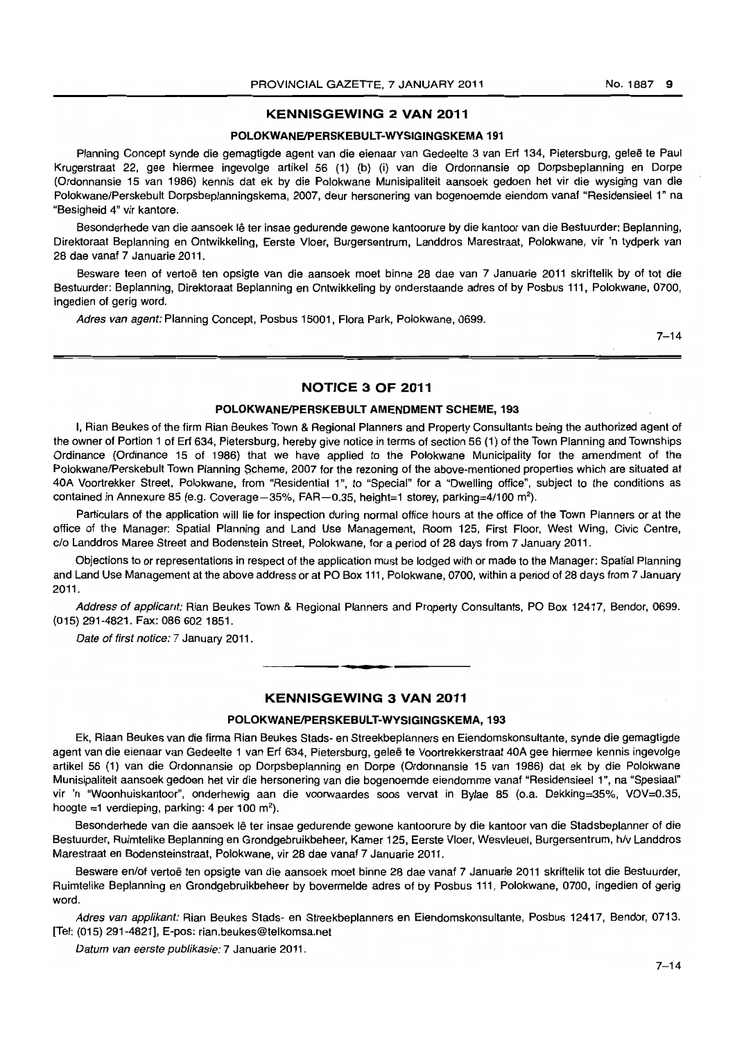## KENNISGEWING 2 VAN 2011

### POLOKWANE/PERSKEBULT-WYSIGINGSKEMA 191

Planning Concept synde die gemagtigde agent van die eienaar van Gedeelte 3 van Erf 134, Pietersburg, geleë te Paul Krugerstraat 22, gee hiermee ingevolge artikel 56 (1) (b) (i) van die Ordonnansie op Dorpsbeplanning en Dorpe (Ordonnansie 15 van 1986) kennis dat ek by die Polokwane Munisipaliteit aansoek gedoen het vir die wysiging van die Polokwane/Perskebult Dorpsbeplanningskema, 2007, deur hersonering van bogenoemde eiendom vanaf "Residensieel 1" na "Besigheid 4" vir kantore.

Besonderhede van die aansoek lê ter insae gedurende gewone kantoorure by die kantoor van die Bestuurder: Beplanning, Direktoraat Beplanning en Ontwikkeling, Eerste Vloer, Burgersentrum, Landdros Marestraat, Polokwane, vir 'n tydperk van 28 dae vanaf 7 Januarie 2011.

Besware teen of vertoë ten opsigte van die aansoek moet binne 28 dae van 7 Januarie 2011 skriftelik by of tot die Bestuurder: Beplanning, Direktoraat Beplanning en Ontwikkeling by onderstaande adres of by Posbus 111, Polokwane, 0700, ingedien of gerig word.

*Adres van agent:* Planning Concept, Posbus 15001, Flora Park, Polokwane, 0699.

7–14

## NOTICE 3 OF 2011

### POLOKWANE/PERSKEBULT AMENDMENT SCHEME, 193

I, Rian Beukes of the firm Rian Beukes Town & Regional Planners and Property Consultants being the authorized agent of the owner of Portion 1 of Erf 634, Pietersburg, hereby give notice in terms of section 56 (1) of the Town Planning and Townships Ordinance (Ordinance 15 of 1986) that we have applied to the Polokwane Municipality for the amendment of the Polokwane/Perskebult Town Planning Scheme, 2007 for the rezoning of the above-mentioned properties which are situated at 40A Voortrekker Street, Polokwane, from "Residential 1", to "Special" for a "Dwelling office", subject to the conditions as contained in Annexure 85 (e.g. Coverage—35%, FAR—0.35, height=1 storey, parking=4/100 m$^2$).

Particulars of the application will lie for inspection during normal office hours at the office of the Town Planners or at the office of the Manager: Spatial Planning and Land Use Management, Room 125, First Floor, West Wing, Civic Centre, c/o Landdros Maree Street and Bodenstein Street, Polokwane, for a period of 28 days from 7 January 2011.

Objections to or representations in respect of the application must be lodged with or made to the Manager: Spatial Planning and Land Use Management at the above address or at PO Box 111, Polokwane, 0700, within a period of 28 days from 7 January 2011.

*Address of applicant:* Rian Beukes Town & Regional Planners and Property Consultants, PO Box 12417, Bendor, 0699. (015) 291-4821. Fax: 086 602 1851.

*Date of first notice:* 7 January 2011.

## KENNISGEWING 3 VAN 2011

### POLOKWANE/PERSKEBULT-WYSIGINGSKEMA, 193

Ek, Riaan Beukes van die firma Rian Beukes Stads- en Streekbeplanners en Eiendomskonsultante, synde die gemagtigde agent van die eienaar van Gedeelte 1 van Erf 634, Pietersburg, geleë te Voortrekkerstraat 40A gee hiermee kennis ingevolge artikel 56 (1) van die Ordonnansie op Dorpsbeplanning en Dorpe (Ordonnansie 15 van 1986) dat ek by die Polokwane Munisipaliteit aansoek gedoen het vir die hersonering van die bogenoemde eiendomme vanaf "Residensieel 1", na "Spesiaal" vir 'n "Woonhuiskantoor", onderhewig aan die voorwaardes soos vervat in Bylae 85 (o.a. Dekking=35%, VOV=0.35, hoogte =1 verdieping, parking: 4 per 100 m$^2$).

Besonderhede van die aansoek lê ter insae gedurende gewone kantoorure by die kantoor van die Stadsbeplanner of die Bestuurder, Ruimtelike Beplanning en Grondgebruikbeheer, Kamer 125, Eerste Vloer, Wesvleuel, Burgersentrum, h/v Landdros Marestraat en Bodensteinstraat, Polokwane, vir 28 dae vanaf 7 Januarie 2011.

Besware en/of vertoë ten opsigte van die aansoek moet binne 28 dae vanaf 7 Januarie 2011 skriftelik tot die Bestuurder, Ruimtelike Beplanning en Grondgebruikbeheer by bovermelde adres of by Posbus 111, Polokwane, 0700, ingedien of gerig word.

*Adres van applikant:* Rian Beukes Stads- en Streekbeplanners en Eiendomskonsultante, Posbus 12417, Bendor, 0713. [Tel: (015) 291-4821], E-pos: rian.beukes@telkomsa.net

*Datum van eerste publikasie:* 7 Januarie 2011.

7–14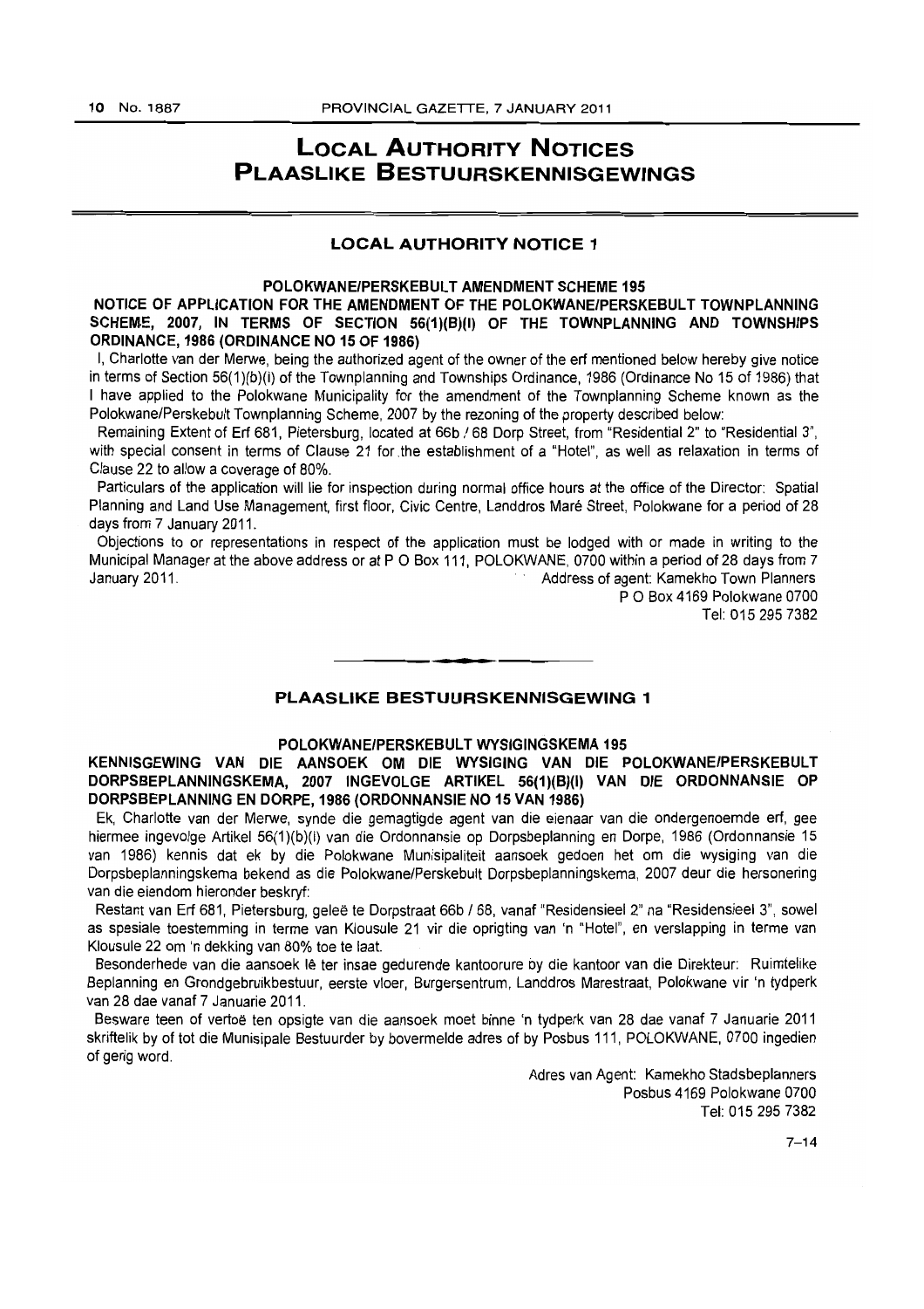# LOCAL AUTHORITY NOTICES
# PLAASLIKE BESTUURSKENNISGEWINGS

## LOCAL AUTHORITY NOTICE 1

### POLOKWANE/PERSKEBULT AMENDMENT SCHEME 195

**NOTICE OF APPLICATION FOR THE AMENDMENT OF THE POLOKWANE/PERSKEBULT TOWNPLANNING SCHEME, 2007, IN TERMS OF SECTION 56(1)(B)(I) OF THE TOWNPLANNING AND TOWNSHIPS ORDINANCE, 1986 (ORDINANCE NO 15 OF 1986)**

I, Charlotte van der Merwe, being the authorized agent of the owner of the erf mentioned below hereby give notice in terms of Section 56(1)(b)(i) of the Townplanning and Townships Ordinance, 1986 (Ordinance No 15 of 1986) that I have applied to the Polokwane Municipality for the amendment of the Townplanning Scheme known as the Polokwane/Perskebult Townplanning Scheme, 2007 by the rezoning of the property described below:

Remaining Extent of Erf 681, Pietersburg, located at 66b / 68 Dorp Street, from "Residential 2" to "Residential 3", with special consent in terms of Clause 21 for the establishment of a "Hotel", as well as relaxation in terms of Clause 22 to allow a coverage of 80%.

Particulars of the application will lie for inspection during normal office hours at the office of the Director: Spatial Planning and Land Use Management, first floor, Civic Centre, Landdros Maré Street, Polokwane for a period of 28 days from 7 January 2011.

Objections to or representations in respect of the application must be lodged with or made in writing to the Municipal Manager at the above address or at P O Box 111, POLOKWANE, 0700 within a period of 28 days from 7 January 2011.

Address of agent: Kamekho Town Planners
P O Box 4169 Polokwane 0700
Tel: 015 295 7382

---

## PLAASLIKE BESTUURSKENNISGEWING 1

### POLOKWANE/PERSKEBULT WYSIGINGSKEMA 195

**KENNISGEWING VAN DIE AANSOEK OM DIE WYSIGING VAN DIE POLOKWANE/PERSKEBULT DORPSBEPLANNINGSKEMA, 2007 INGEVOLGE ARTIKEL 56(1)(B)(I) VAN DIE ORDONNANSIE OP DORPSBEPLANNING EN DORPE, 1986 (ORDONNANSIE NO 15 VAN 1986)**

Ek, Charlotte van der Merwe, synde die gemagtigde agent van die eienaar van die ondergenoemde erf, gee hiermee ingevolge Artikel 56(1)(b)(i) van die Ordonnansie op Dorpsbeplanning en Dorpe, 1986 (Ordonnansie 15 van 1986) kennis dat ek by die Polokwane Munisipaliteit aansoek gedoen het om die wysiging van die Dorpsbeplanningskema bekend as die Polokwane/Perskebult Dorpsbeplanningskema, 2007 deur die hersonering van die eiendom hieronder beskryf:

Restant van Erf 681, Pietersburg, geleë te Dorpstraat 66b / 68, vanaf "Residensieel 2" na "Residensieel 3", sowel as spesiale toestemming in terme van Klousule 21 vir die oprigting van 'n "Hotel", en verslapping in terme van Klousule 22 om 'n dekking van 80% toe te laat.

Besonderhede van die aansoek lê ter insae gedurende kantoorure by die kantoor van die Direkteur: Ruimtelike Beplanning en Grondgebruikbestuur, eerste vloer, Burgersentrum, Landdros Marestraat, Polokwane vir 'n tydperk van 28 dae vanaf 7 Januarie 2011.

Besware teen of vertoë ten opsigte van die aansoek moet binne 'n tydperk van 28 dae vanaf 7 Januarie 2011 skriftelik by of tot die Munisipale Bestuurder by bovermelde adres of by Posbus 111, POLOKWANE, 0700 ingedien of gerig word.

Adres van Agent: Kamekho Stadsbeplanners
Posbus 4169 Polokwane 0700
Tel: 015 295 7382

7–14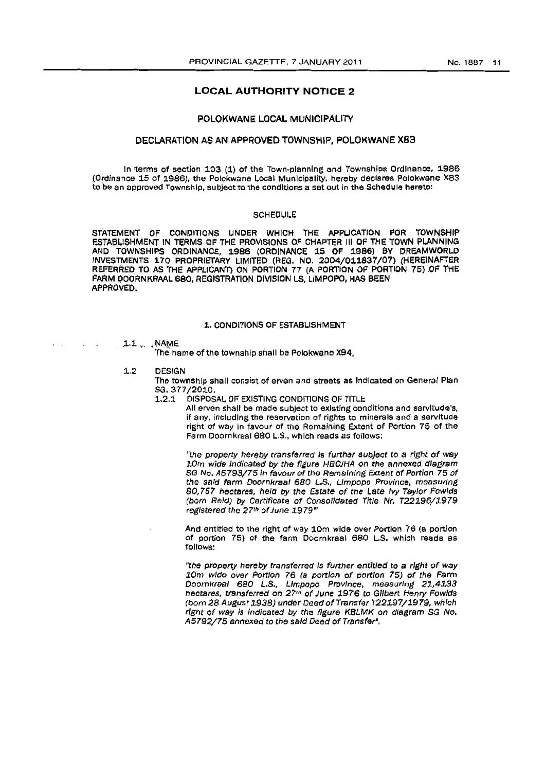## LOCAL AUTHORITY NOTICE 2

### POLOKWANE LOCAL MUNICIPALITY

### DECLARATION AS AN APPROVED TOWNSHIP, POLOKWANE X83

In terms of section 103 (1) of the Town-planning and Townships Ordinance, 1986 (Ordinance 15 of 1986), the Polokwane Local Municipality, hereby declares Polokwane X83 to be an approved Township, subject to the conditions a set out in the Schedule hereto:

#### SCHEDULE

STATEMENT OF CONDITIONS UNDER WHICH THE APPLICATION FOR TOWNSHIP ESTABLISHMENT IN TERMS OF THE PROVISIONS OF CHAPTER III OF THE TOWN PLANNING AND TOWNSHIPS ORDINANCE, 1986 (ORDINANCE 15 OF 1986) BY DREAMWORLD INVESTMENTS 170 PROPRIETARY LIMITED (REG. NO. 2004/011837/07) (HEREINAFTER REFERRED TO AS THE APPLICANT) ON PORTION 77 (A PORTION OF PORTION 75) OF THE FARM DOORNKRAAL 680, REGISTRATION DIVISION LS, LIMPOPO, HAS BEEN APPROVED.

#### 1. CONDITIONS OF ESTABLISHMENT

1.1 NAME

The name of the township shall be Polokwane X94,

1.2 DESIGN

The township shall consist of erven and streets as indicated on General Plan SG. 377/2010.

1.2.1 DISPOSAL OF EXISTING CONDITIONS OF TITLE

All erven shall be made subject to existing conditions and servitude's, if any, including the reservation of rights to minerals and a servitude right of way in favour of the Remaining Extent of Portion 75 of the Farm Doornkraal 680 L.S., which reads as follows:

*"the property hereby transferred is further subject to a right of way 10m wide indicated by the figure HBCJHA on the annexed diagram SG No. A5793/75 in favour of the Remaining Extent of Portion 75 of the said farm Doornkraal 680 L.S., Limpopo Province, measuring 80,757 hectares, held by the Estate of the Late Ivy Taylor Fowlds (born Reid) by Certificate of Consolidated Title Nr. T22196/1979 registered the 27th of June 1979"*

And entitled to the right of way 10m wide over Portion 76 (a portion of portion 75) of the farm Doornkraal 680 L.S. which reads as follows:

*"the property hereby transferred is further entitled to a right of way 10m wide over Portion 76 (a portion of portion 75) of the Farm Doornkraal 680 L.S., Limpopo Province, measuring 21,4133 hectares, transferred on 27th of June 1976 to Gilbert Henry Fowlds (born 28 August 1938) under Deed of Transfer T22197/1979, which right of way is indicated by the figure KBLMK on diagram SG No. A5792/75 annexed to the said Deed of Transfer".*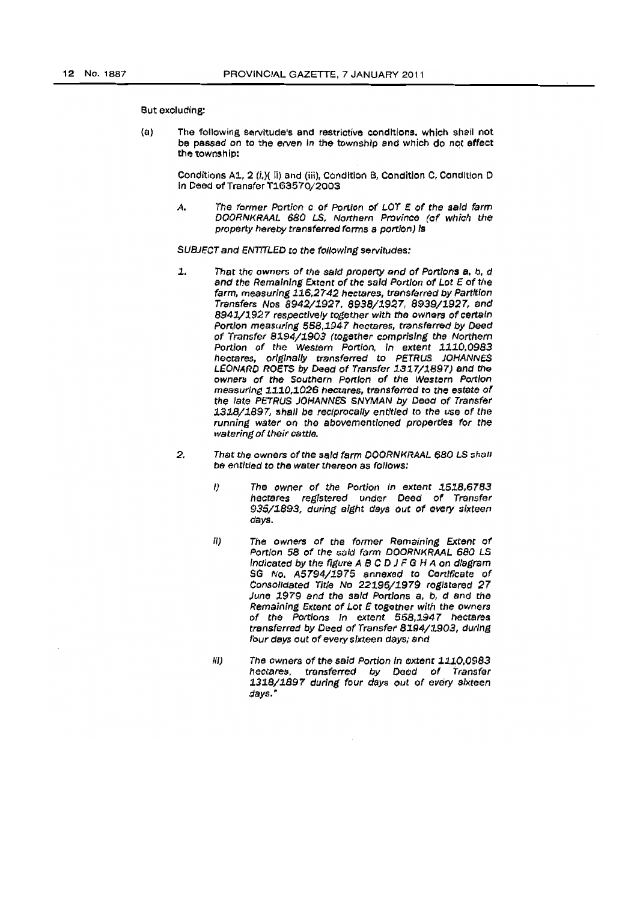But excluding:

(a) The following servitude's and restrictive conditions, which shall not be passed on to the erven in the township and which do not effect the township:

Conditions A1, 2 (i,)( ii) and (iii), Condition B, Condition C, Condition D in Deed of Transfer T163570/2003

*A. The former Portion c of Portion of LOT E of the said farm DOORNKRAAL 680 LS, Northern Province (of which the property hereby transferred forms a portion) is*

*SUBJECT and ENTITLED to the following servitudes:*

*1. That the owners of the said property and of Portions a, b, d and the Remaining Extent of the said Portion of Lot E of the farm, measuring 116,2742 hectares, transferred by Partition Transfers Nos 8942/1927, 8938/1927, 8939/1927, and 8941/1927 respectively together with the owners of certain Portion measuring 558,1947 hectares, transferred by Deed of Transfer 8194/1903 (together comprising the Northern Portion of the Western Portion, in extent 1110,0983 hectares, originally transferred to PETRUS JOHANNES LEONARD ROETS by Deed of Transfer 1317/1897) and the owners of the Southern Portion of the Western Portion measuring 1110,1026 hectares, transferred to the estate of the late PETRUS JOHANNES SNYMAN by Deed of Transfer 1318/1897, shall be reciprocally entitled to the use of the running water on the abovementioned properties for the watering of their cattle.*

*2. That the owners of the said farm DOORNKRAAL 680 LS shall be entitled to the water thereon as follows:*

*i) The owner of the Portion in extent 1518,6783 hectares registered under Deed of Transfer 935/1893, during eight days out of every sixteen days.*

*ii) The owners of the former Remaining Extent of Portion 58 of the said farm DOORNKRAAL 680 LS indicated by the figure A B C D J F G H A on diagram SG No. A5794/1975 annexed to Certificate of Consolidated Title No 22196/1979 registered 27 June 1979 and the said Portions a, b, d and the Remaining Extent of Lot E together with the owners of the Portions in extent 558,1947 hectares transferred by Deed of Transfer 8194/1903, during four days out of every sixteen days; and*

*iii) The owners of the said Portion in extent 1110,0983 hectares, transferred by Deed of Transfer 1318/1897 during four days out of every sixteen days."*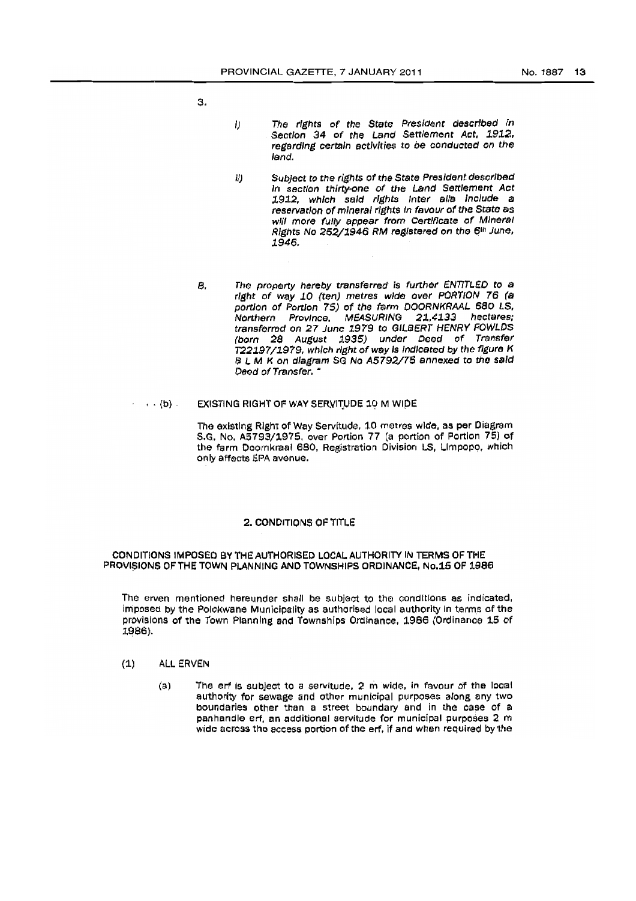3.

> i) *The rights of the State President described in Section 34 of the Land Settlement Act, 1912, regarding certain activities to be conducted on the land.*
>
> ii) *Subject to the rights of the State President described in section thirty-one of the Land Settlement Act 1912, which said rights inter alia include a reservation of mineral rights in favour of the State as will more fully appear from Certificate of Mineral Rights No 252/1946 RM registered on the 6th June, 1946.*

B. *The property hereby transferred is further ENTITLED to a right of way 10 (ten) metres wide over PORTION 76 (a portion of Portion 75) of the farm DOORNKRAAL 680 LS, Northern Province, MEASURING 21,4133 hectares; transferred on 27 June 1979 to GILBERT HENRY FOWLDS (born 28 August 1935) under Deed of Transfer T22197/1979, which right of way is indicated by the figure K B L M K on diagram SG No A5792/75 annexed to the said Deed of Transfer."*

(b) EXISTING RIGHT OF WAY SERVITUDE 10 M WIDE

The existing Right of Way Servitude, 10 metres wide, as per Diagram S.G. No. A5793/1975, over Portion 77 (a portion of Portion 75) of the farm Doornkraal 680, Registration Division LS, Limpopo, which only affects EPA avenue.

## 2. CONDITIONS OF TITLE

### CONDITIONS IMPOSED BY THE AUTHORISED LOCAL AUTHORITY IN TERMS OF THE PROVISIONS OF THE TOWN PLANNING AND TOWNSHIPS ORDINANCE, No.15 OF 1986

The erven mentioned hereunder shall be subject to the conditions as indicated, imposed by the Polokwane Municipality as authorised local authority in terms of the provisions of the Town Planning and Townships Ordinance, 1986 (Ordinance 15 of 1986).

(1) ALL ERVEN

(a) The erf is subject to a servitude, 2 m wide, in favour of the local authority for sewage and other municipal purposes along any two boundaries other than a street boundary and in the case of a panhandle erf, an additional servitude for municipal purposes 2 m wide across the access portion of the erf, if and when required by the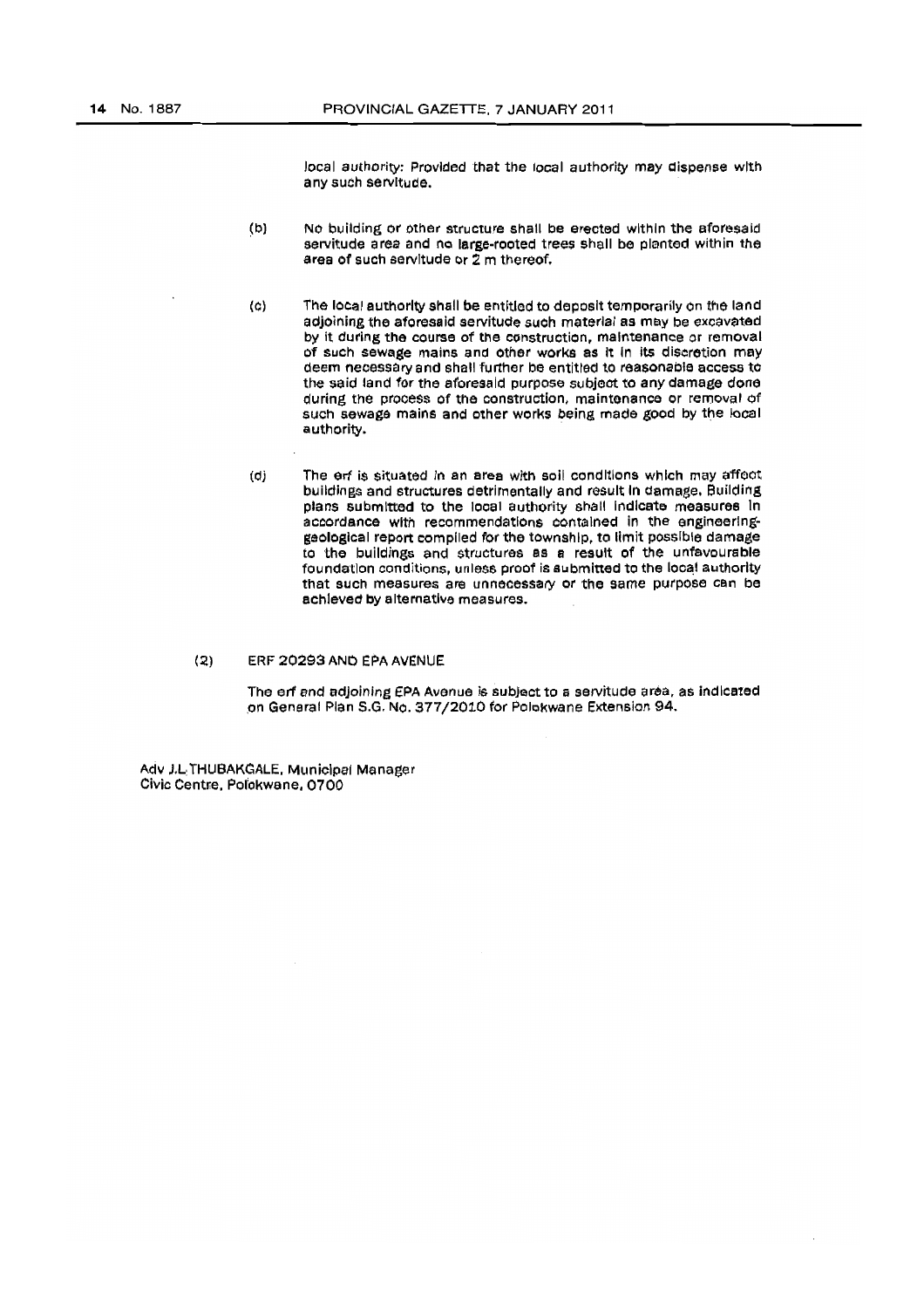local authority: Provided that the local authority may dispense with any such servitude.

(b) No building or other structure shall be erected within the aforesaid servitude area and no large-rooted trees shall be planted within the area of such servitude or 2 m thereof.

(c) The local authority shall be entitled to deposit temporarily on the land adjoining the aforesaid servitude such material as may be excavated by it during the course of the construction, maintenance or removal of such sewage mains and other works as it in its discretion may deem necessary and shall further be entitled to reasonable access to the said land for the aforesaid purpose subject to any damage done during the process of the construction, maintenance or removal of such sewage mains and other works being made good by the local authority.

(d) The erf is situated in an area with soil conditions which may affect buildings and structures detrimentally and result in damage. Building plans submitted to the local authority shall indicate measures in accordance with recommendations contained in the engineering-geological report compiled for the township, to limit possible damage to the buildings and structures as a result of the unfavourable foundation conditions, unless proof is submitted to the local authority that such measures are unnecessary or the same purpose can be achieved by alternative measures.

(2) ERF 20293 AND EPA AVENUE

The erf and adjoining EPA Avenue is subject to a servitude area, as indicated on General Plan S.G. No. 377/2010 for Polokwane Extension 94.

Adv J.L THUBAKGALE, Municipal Manager
Civic Centre, Polokwane, 0700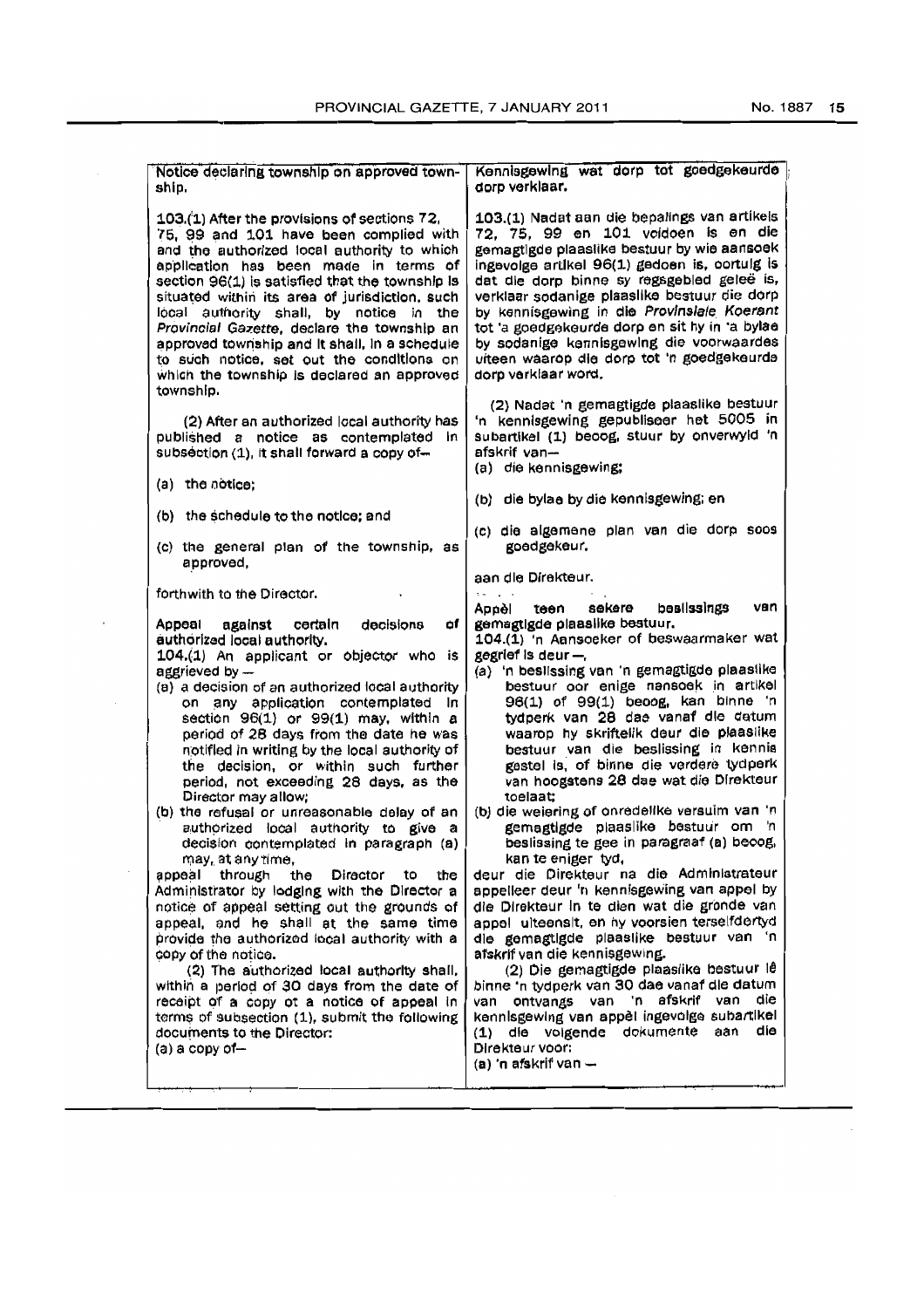**Notice declaring township on approved township.**

103.(1) After the provisions of sections 72, 75, 99 and 101 have been complied with and the authorized local authority to which application has been made in terms of section 96(1) is satisfied that the township is situated within its area of jurisdiction, such local authority shall, by notice in the *Provincial Gazette*, declare the township an approved township and it shall, in a schedule to such notice, set out the conditions on which the township is declared an approved township.

(2) After an authorized local authority has published a notice as contemplated in subsection (1), it shall forward a copy of—

(a) the notice;

(b) the schedule to the notice; and

(c) the general plan of the township, as approved,

forthwith to the Director.

**Appeal against certain decisions of authorized local authority.**

104.(1) An applicant or objector who is aggrieved by —

(a) a decision of an authorized local authority on any application contemplated in section 96(1) or 99(1) may, within a period of 28 days from the date he was notified in writing by the local authority of the decision, or within such further period, not exceeding 28 days, as the Director may allow;

(b) the refusal or unreasonable delay of an authorized local authority to give a decision contemplated in paragraph (a) may, at any time,

appeal through the Director to the Administrator by lodging with the Director a notice of appeal setting out the grounds of appeal, and he shall at the same time provide the authorized local authority with a copy of the notice.

(2) The authorized local authority shall, within a period of 30 days from the date of receipt of a copy of a notice of appeal in terms of subsection (1), submit the following documents to the Director:

(a) a copy of—

**Kennisgewing wat dorp tot goedgekeurde dorp verklaar.**

103.(1) Nadat aan die bepalings van artikels 72, 75, 99 en 101 voldoen is en die gemagtigde plaaslike bestuur by wie aansoek ingevolge artikel 96(1) gedoen is, oortuig is dat die dorp binne sy regsgebied geleë is, verklaar sodanige plaaslike bestuur die dorp by kennisgewing in die *Provinsiale Koerant* tot 'n goedgekeurde dorp en sit hy in 'n bylae by sodanige kennisgewing die voorwaardes uiteen waarop die dorp tot 'n goedgekeurde dorp verklaar word.

(2) Nadat 'n gemagtigde plaaslike bestuur 'n kennisgewing gepubliseer het soos in subartikel (1) beoog, stuur hy onverwyld 'n afskrif van—

(a) die kennisgewing;

(b) die bylae by die kennisgewing; en

(c) die algemene plan van die dorp soos goedgekeur,

aan die Direkteur.

**Appèl teen sekere beslissings van gemagtigde plaaslike bestuur.**

104.(1) 'n Aansoeker of beswaarmaker wat gegrief is deur —,

(a) 'n beslissing van 'n gemagtigde plaaslike bestuur oor enige aansoek in artikel 96(1) of 99(1) beoog, kan binne 'n tydperk van 28 dae vanaf die datum waarop hy skriftelik deur die plaaslike bestuur van die beslissing in kennis gestel is, of binne die verdere tydperk van hoogstens 28 dae wat die Direkteur toelaat;

(b) die weiering of onredelike versuim van 'n gemagtigde plaaslike bestuur om 'n beslissing te gee in paragraaf (a) beoog, kan te eniger tyd,

deur die Direkteur na die Administrateur appelleer deur 'n kennisgewing van appèl by die Direkteur in te dien wat die gronde van appèl uiteensit, en hy voorsien terselfdertyd die gemagtigde plaaslike bestuur van 'n afskrif van die kennisgewing.

(2) Die gemagtigde plaaslike bestuur lê binne 'n tydperk van 30 dae vanaf die datum van ontvangs van 'n afskrif van die kennisgewing van appèl ingevolge subartikel (1) die volgende dokumente aan die Direkteur voor:

(a) 'n afskrif van —